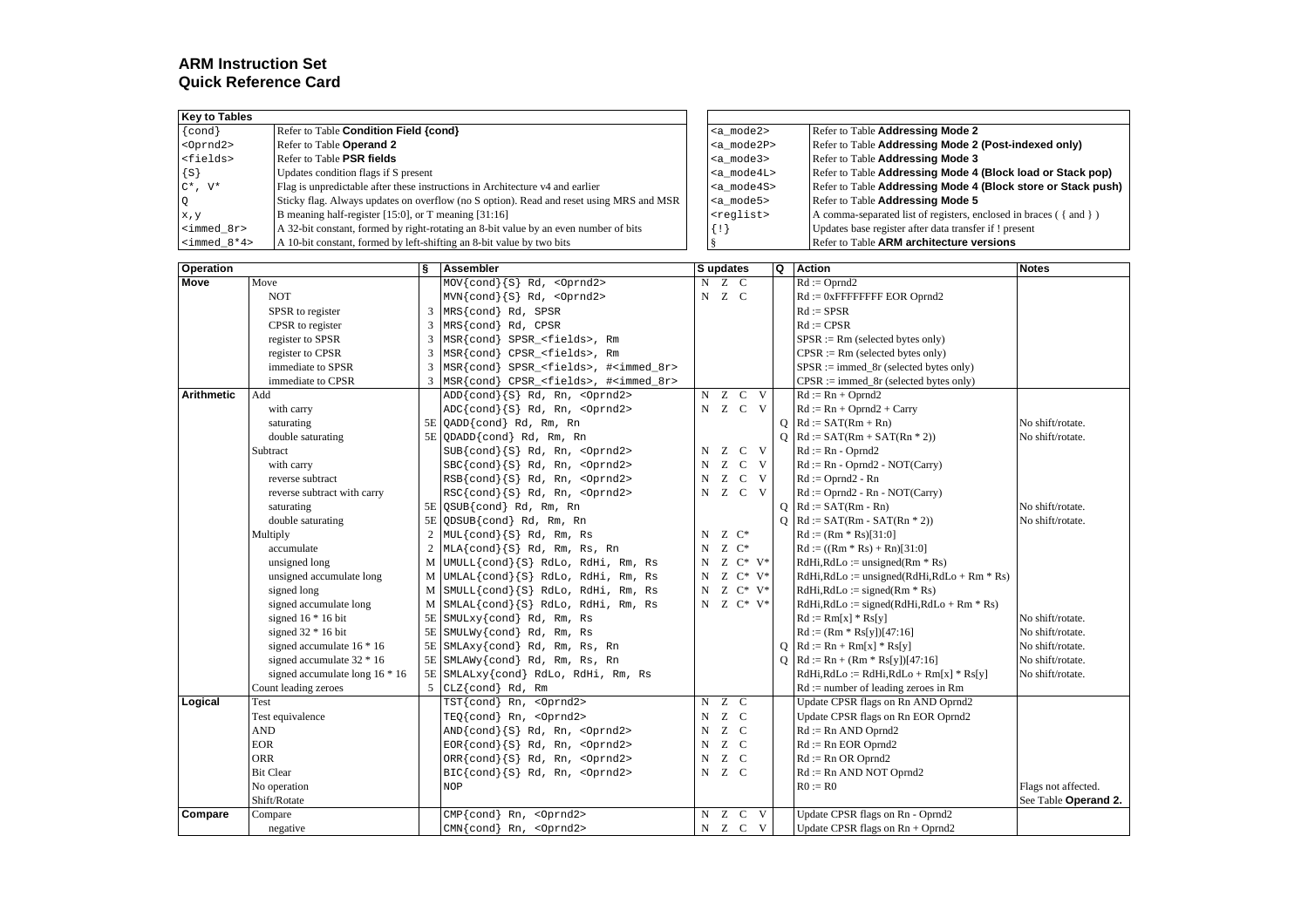# ARM Instruction Set
## Quick Reference Card

| Key to Tables | |
|---|---|
| {cond} | Refer to Table **Condition Field {cond}** |
| <Oprnd2> | Refer to Table **Operand 2** |
| <fields> | Refer to Table **PSR fields** |
| {S} | Updates condition flags if S present |
| C*, V* | Flag is unpredictable after these instructions in Architecture v4 and earlier |
| Q | Sticky flag. Always updates on overflow (no S option). Read and reset using MRS and MSR |
| x,y | B meaning half-register [15:0], or T meaning [31:16] |
| <immed_8r> | A 32-bit constant, formed by right-rotating an 8-bit value by an even number of bits |
| <immed_8*4> | A 10-bit constant, formed by left-shifting an 8-bit value by two bits |

| | |
|---|---|
| <a_mode2> | Refer to Table **Addressing Mode 2** |
| <a_mode2P> | Refer to Table **Addressing Mode 2 (Post-indexed only)** |
| <a_mode3> | Refer to Table **Addressing Mode 3** |
| <a_mode4L> | Refer to Table **Addressing Mode 4 (Block load or Stack pop)** |
| <a_mode4S> | Refer to Table **Addressing Mode 4 (Block store or Stack push)** |
| <a_mode5> | Refer to Table **Addressing Mode 5** |
| <reglist> | A comma-separated list of registers, enclosed in braces ( { and } ) |
| {!} | Updates base register after data transfer if ! present |
| § | Refer to Table **ARM architecture versions** |

| Operation | | § | Assembler | S updates | Q | Action | Notes |
|---|---|---|---|---|---|---|---|
| **Move** | Move | | MOV{cond}{S} Rd, <Oprnd2> | N Z C | | Rd := Oprnd2 | |
| | NOT | | MVN{cond}{S} Rd, <Oprnd2> | N Z C | | Rd := 0xFFFFFFFF EOR Oprnd2 | |
| | SPSR to register | 3 | MRS{cond} Rd, SPSR | | | Rd := SPSR | |
| | CPSR to register | 3 | MRS{cond} Rd, CPSR | | | Rd := CPSR | |
| | register to SPSR | 3 | MSR{cond} SPSR_<fields>, Rm | | | SPSR := Rm (selected bytes only) | |
| | register to CPSR | 3 | MSR{cond} CPSR_<fields>, Rm | | | CPSR := Rm (selected bytes only) | |
| | immediate to SPSR | 3 | MSR{cond} SPSR_<fields>, #<immed_8r> | | | SPSR := immed_8r (selected bytes only) | |
| | immediate to CPSR | 3 | MSR{cond} CPSR_<fields>, #<immed_8r> | | | CPSR := immed_8r (selected bytes only) | |
| **Arithmetic** | Add | | ADD{cond}{S} Rd, Rn, <Oprnd2> | N Z C V | | Rd := Rn + Oprnd2 | |
| | with carry | | ADC{cond}{S} Rd, Rn, <Oprnd2> | N Z C V | | Rd := Rn + Oprnd2 + Carry | |
| | saturating | 5E | QADD{cond} Rd, Rm, Rn | | Q | Rd := SAT(Rm + Rn) | No shift/rotate. |
| | double saturating | 5E | QDADD{cond} Rd, Rm, Rn | | Q | Rd := SAT(Rm + SAT(Rn * 2)) | No shift/rotate. |
| | Subtract | | SUB{cond}{S} Rd, Rn, <Oprnd2> | N Z C V | | Rd := Rn - Oprnd2 | |
| | with carry | | SBC{cond}{S} Rd, Rn, <Oprnd2> | N Z C V | | Rd := Rn - Oprnd2 - NOT(Carry) | |
| | reverse subtract | | RSB{cond}{S} Rd, Rn, <Oprnd2> | N Z C V | | Rd := Oprnd2 - Rn | |
| | reverse subtract with carry | | RSC{cond}{S} Rd, Rn, <Oprnd2> | N Z C V | | Rd := Oprnd2 - Rn - NOT(Carry) | |
| | saturating | 5E | QSUB{cond} Rd, Rm, Rn | | Q | Rd := SAT(Rm - Rn) | No shift/rotate. |
| | double saturating | 5E | QDSUB{cond} Rd, Rm, Rn | | Q | Rd := SAT(Rm - SAT(Rn * 2)) | No shift/rotate. |
| | Multiply | 2 | MUL{cond}{S} Rd, Rm, Rs | N Z C* | | Rd := (Rm * Rs)[31:0] | |
| | accumulate | 2 | MLA{cond}{S} Rd, Rm, Rs, Rn | N Z C* | | Rd := ((Rm * Rs) + Rn)[31:0] | |
| | unsigned long | M | UMULL{cond}{S} RdLo, RdHi, Rm, Rs | N Z C* V* | | RdHi,RdLo := unsigned(Rm * Rs) | |
| | unsigned accumulate long | M | UMLAL{cond}{S} RdLo, RdHi, Rm, Rs | N Z C* V* | | RdHi,RdLo := unsigned(RdHi,RdLo + Rm * Rs) | |
| | signed long | M | SMULL{cond}{S} RdLo, RdHi, Rm, Rs | N Z C* V* | | RdHi,RdLo := signed(Rm * Rs) | |
| | signed accumulate long | M | SMLAL{cond}{S} RdLo, RdHi, Rm, Rs | N Z C* V* | | RdHi,RdLo := signed(RdHi,RdLo + Rm * Rs) | |
| | signed 16 * 16 bit | 5E | SMULxy{cond} Rd, Rm, Rs | | | Rd := Rm[x] * Rs[y] | No shift/rotate. |
| | signed 32 * 16 bit | 5E | SMULWy{cond} Rd, Rm, Rs | | | Rd := (Rm * Rs[y])[47:16] | No shift/rotate. |
| | signed accumulate 16 * 16 | 5E | SMLAxy{cond} Rd, Rm, Rs, Rn | | Q | Rd := Rn + Rm[x] * Rs[y] | No shift/rotate. |
| | signed accumulate 32 * 16 | 5E | SMLAWy{cond} Rd, Rm, Rs, Rn | | Q | Rd := Rn + (Rm * Rs[y])[47:16] | No shift/rotate. |
| | signed accumulate long 16 * 16 | 5E | SMLALxy{cond} RdLo, RdHi, Rm, Rs | | | RdHi,RdLo := RdHi,RdLo + Rm[x] * Rs[y] | No shift/rotate. |
| | Count leading zeroes | 5 | CLZ{cond} Rd, Rm | | | Rd := number of leading zeroes in Rm | |
| **Logical** | Test | | TST{cond} Rn, <Oprnd2> | N Z C | | Update CPSR flags on Rn AND Oprnd2 | |
| | Test equivalence | | TEQ{cond} Rn, <Oprnd2> | N Z C | | Update CPSR flags on Rn EOR Oprnd2 | |
| | AND | | AND{cond}{S} Rd, Rn, <Oprnd2> | N Z C | | Rd := Rn AND Oprnd2 | |
| | EOR | | EOR{cond}{S} Rd, Rn, <Oprnd2> | N Z C | | Rd := Rn EOR Oprnd2 | |
| | ORR | | ORR{cond}{S} Rd, Rn, <Oprnd2> | N Z C | | Rd := Rn OR Oprnd2 | |
| | Bit Clear | | BIC{cond}{S} Rd, Rn, <Oprnd2> | N Z C | | Rd := Rn AND NOT Oprnd2 | |
| | No operation | | NOP | | | R0 := R0 | Flags not affected. |
| | Shift/Rotate | | | | | | See Table **Operand 2.** |
| **Compare** | Compare | | CMP{cond} Rn, <Oprnd2> | N Z C V | | Update CPSR flags on Rn - Oprnd2 | |
| | negative | | CMN{cond} Rn, <Oprnd2> | N Z C V | | Update CPSR flags on Rn + Oprnd2 | |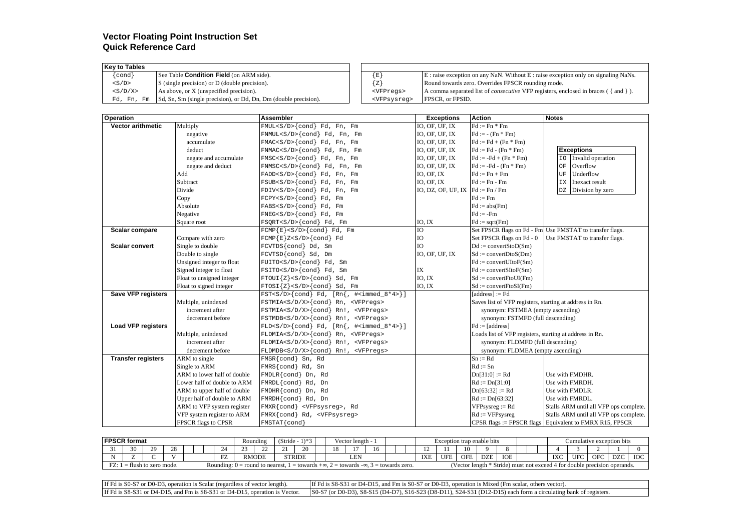# Vector Floating Point Instruction Set
## Quick Reference Card

| Key to Tables | |
|---|---|
| {cond} | See Table **Condition Field** (on ARM side). |
| <S/D> | S (single precision) or D (double precision). |
| <S/D/X> | As above, or X (unspecified precision). |
| Fd, Fn, Fm | Sd, Sn, Sm (single precision), or Dd, Dn, Dm (double precision). |

| | |
|---|---|
| {E} | E : raise exception on any NaN. Without E : raise exception only on signaling NaNs. |
| {Z} | Round towards zero. Overrides FPSCR rounding mode. |
| <VFPregs> | A comma separated list of *consecutive* VFP registers, enclosed in braces ( { and } ). |
| <VFPsysreg> | FPSCR, or FPSID. |

| Operation | | Assembler | Exceptions | Action | Notes |
|---|---|---|---|---|---|
| **Vector arithmetic** | Multiply | FMUL<S/D>{cond} Fd, Fn, Fm | IO, OF, UF, IX | Fd := Fn * Fm | |
| | negative | FNMUL<S/D>{cond} Fd, Fn, Fm | IO, OF, UF, IX | Fd := - (Fn * Fm) | |
| | accumulate | FMAC<S/D>{cond} Fd, Fn, Fm | IO, OF, UF, IX | Fd := Fd + (Fn * Fm) | |
| | deduct | FNMAC<S/D>{cond} Fd, Fn, Fm | IO, OF, UF, IX | Fd := Fd - (Fn * Fm) | |
| | negate and accumulate | FMSC<S/D>{cond} Fd, Fn, Fm | IO, OF, UF, IX | Fd := -Fd + (Fn * Fm) | |
| | negate and deduct | FNMSC<S/D>{cond} Fd, Fn, Fm | IO, OF, UF, IX | Fd := -Fd - (Fn * Fm) | |
| | Add | FADD<S/D>{cond} Fd, Fn, Fm | IO, OF, IX | Fd := Fn + Fm | |
| | Subtract | FSUB<S/D>{cond} Fd, Fn, Fm | IO, OF, IX | Fd := Fn - Fm | |
| | Divide | FDIV<S/D>{cond} Fd, Fn, Fm | IO, DZ, OF, UF, IX | Fd := Fn / Fm | |
| | Copy | FCPY<S/D>{cond} Fd, Fm | | Fd := Fm | |
| | Absolute | FABS<S/D>{cond} Fd, Fm | | Fd := abs(Fm) | |
| | Negative | FNEG<S/D>{cond} Fd, Fm | | Fd := -Fm | |
| | Square root | FSQRT<S/D>{cond} Fd, Fm | IO, IX | Fd := sqrt(Fm) | |
| **Scalar compare** | | FCMP{E}<S/D>{cond} Fd, Fm | IO | Set FPSCR flags on Fd - Fm | Use FMSTAT to transfer flags. |
| | Compare with zero | FCMP{E}Z<S/D>{cond} Fd | IO | Set FPSCR flags on Fd - 0 | Use FMSTAT to transfer flags. |
| **Scalar convert** | Single to double | FCVTDS{cond} Dd, Sm | IO | Dd := convertStoD(Sm) | |
| | Double to single | FCVTSD{cond} Sd, Dm | IO, OF, UF, IX | Sd := convertDtoS(Dm) | |
| | Unsigned integer to float | FUITO<S/D>{cond} Fd, Sm | | Fd := convertUItoF(Sm) | |
| | Signed integer to float | FSITO<S/D>{cond} Fd, Sm | IX | Fd := convertSItoF(Sm) | |
| | Float to unsigned integer | FTOUI{Z}<S/D>{cond} Sd, Fm | IO, IX | Sd := convertFtoUI(Fm) | |
| | Float to signed integer | FTOSI{Z}<S/D>{cond} Sd, Fm | IO, IX | Sd := convertFtoSI(Fm) | |
| **Save VFP registers** | | FST<S/D>{cond} Fd, [Rn{, #<immed_8*4>}] | | [address] := Fd | |
| | Multiple, unindexed | FSTMIA<S/D/X>{cond} Rn, <VFPregs> | | Saves list of VFP registers, starting at address in Rn. | |
| | increment after | FSTMIA<S/D/X>{cond} Rn!, <VFPregs> | | synonym: FSTMEA (empty ascending) | |
| | decrement before | FSTMDB<S/D/X>{cond} Rn!, <VFPregs> | | synonym: FSTMFD (full descending) | |
| **Load VFP registers** | | FLD<S/D>{cond} Fd, [Rn{, #<immed_8*4>}] | | Fd := [address] | |
| | Multiple, unindexed | FLDMIA<S/D/X>{cond} Rn, <VFPregs> | | Loads list of VFP registers, starting at address in Rn. | |
| | increment after | FLDMIA<S/D/X>{cond} Rn!, <VFPregs> | | synonym: FLDMFD (full descending) | |
| | decrement before | FLDMDB<S/D/X>{cond} Rn!, <VFPregs> | | synonym: FLDMEA (empty ascending) | |
| **Transfer registers** | ARM to single | FMSR{cond} Sn, Rd | | Sn := Rd | |
| | Single to ARM | FMRS{cond} Rd, Sn | | Rd := Sn | |
| | ARM to lower half of double | FMDLR{cond} Dn, Rd | | Dn[31:0] := Rd | Use with FMDHR. |
| | Lower half of double to ARM | FMRDL{cond} Rd, Dn | | Rd := Dn[31:0] | Use with FMRDH. |
| | ARM to upper half of double | FMDHR{cond} Dn, Rd | | Dn[63:32] := Rd | Use with FMDLR. |
| | Upper half of double to ARM | FMRDH{cond} Rd, Dn | | Rd := Dn[63:32] | Use with FMRDL. |
| | ARM to VFP system register | FMXR{cond} <VFPsysreg>, Rd | | VFPsysreg := Rd | Stalls ARM until all VFP ops complete. |
| | VFP system register to ARM | FMRX{cond} Rd, <VFPsysreg> | | Rd := VFPsysreg | Stalls ARM until all VFP ops complete. |
| | FPSCR flags to CPSR | FMSTAT{cond} | | CPSR flags := FPSCR flags | Equivalent to FMRX R15, FPSCR |

| Exceptions | |
|---|---|
| IO | Invalid operation |
| OF | Overflow |
| UF | Underflow |
| IX | Inexact result |
| DZ | Division by zero |

**FPSCR format**

| 31 | 30 | 29 | 28 | 24 | 23 | 22 | 21 | 20 | 18 | 17 | 16 | 12 | 11 | 10 | 9 | 8 | 4 | 3 | 2 | 1 | 0 |
|---|---|---|---|---|---|---|---|---|---|---|---|---|---|---|---|---|---|---|---|---|---|
| | | | | | Rounding | | (Stride - 1)*3 | | Vector length - 1 | | | Exception trap enable bits | | | | | Cumulative exception bits | | | | |
| N | Z | C | V | FZ | RMODE | | STRIDE | | LEN | | | IXE | UFE | OFE | DZE | IOE | IXC | UFC | OFC | DZC | IOC |

FZ: 1 = flush to zero mode.

Rounding: 0 = round to nearest, 1 = towards +∞, 2 = towards -∞, 3 = towards zero.

(Vector length * Stride) must not exceed 4 for double precision operands.

| | |
|---|---|
| If Fd is S0-S7 or D0-D3, operation is Scalar (regardless of vector length). | If Fd is S8-S31 or D4-D15, and Fm is S0-S7 or D0-D3, operation is Mixed (Fm scalar, others vector). |
| If Fd is S8-S31 or D4-D15, and Fm is S8-S31 or D4-D15, operation is Vector. | S0-S7 (or D0-D3), S8-S15 (D4-D7), S16-S23 (D8-D11), S24-S31 (D12-D15) each form a circulating bank of registers. |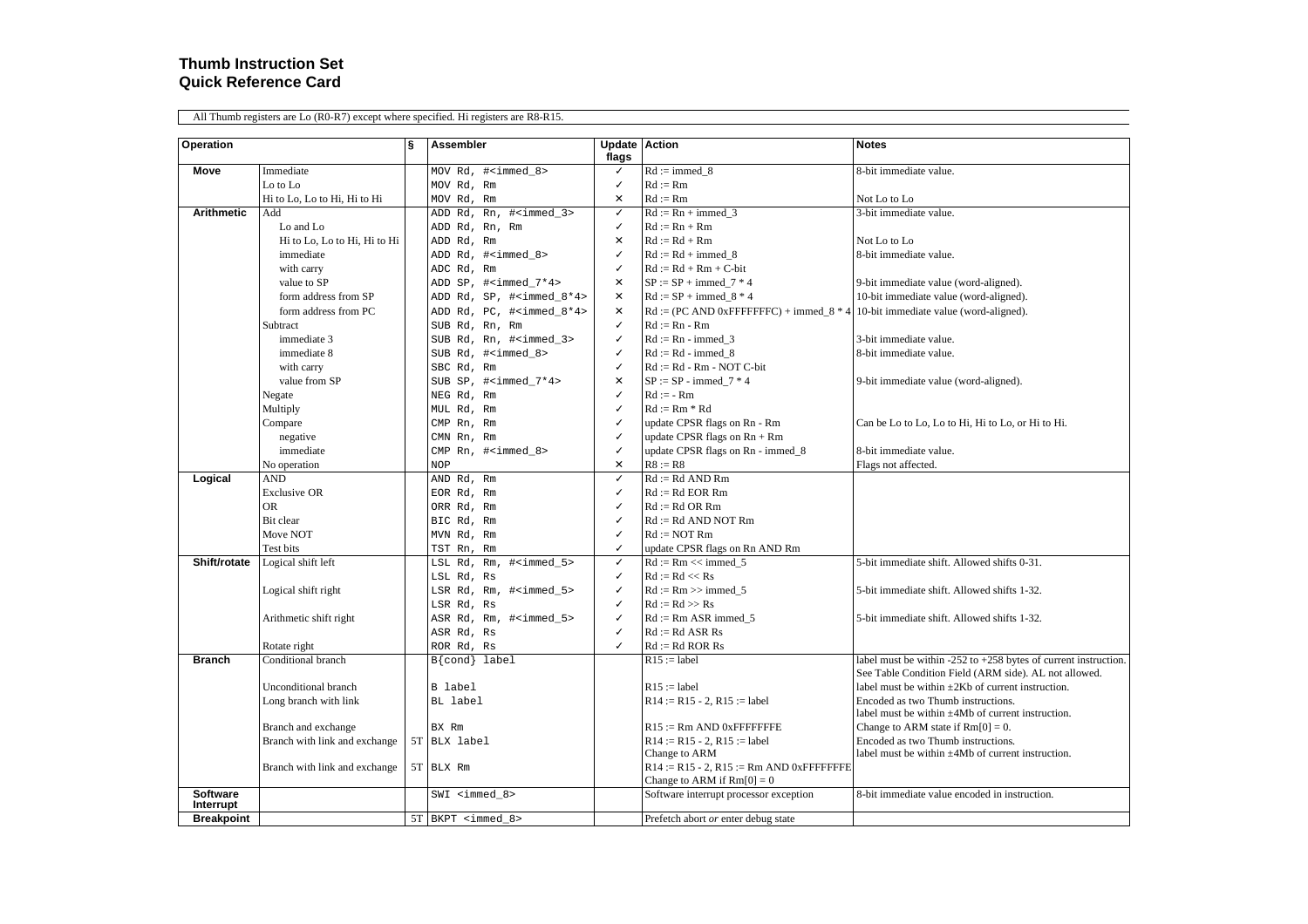# Thumb Instruction Set
## Quick Reference Card

All Thumb registers are Lo (R0-R7) except where specified. Hi registers are R8-R15.

| Operation | | § | Assembler | Update flags | Action | Notes |
|---|---|---|---|---|---|---|
| **Move** | Immediate | | `MOV Rd, #<immed_8>` | ✓ | Rd := immed_8 | 8-bit immediate value. |
| | Lo to Lo | | `MOV Rd, Rm` | ✓ | Rd := Rm | |
| | Hi to Lo, Lo to Hi, Hi to Hi | | `MOV Rd, Rm` | ✗ | Rd := Rm | Not Lo to Lo |
| **Arithmetic** | Add | | `ADD Rd, Rn, #<immed_3>` | ✓ | Rd := Rn + immed_3 | 3-bit immediate value. |
| | Lo and Lo | | `ADD Rd, Rn, Rm` | ✓ | Rd := Rn + Rm | |
| | Hi to Lo, Lo to Hi, Hi to Hi | | `ADD Rd, Rm` | ✗ | Rd := Rd + Rm | Not Lo to Lo |
| | immediate | | `ADD Rd, #<immed_8>` | ✓ | Rd := Rd + immed_8 | 8-bit immediate value. |
| | with carry | | `ADC Rd, Rm` | ✓ | Rd := Rd + Rm + C-bit | |
| | value to SP | | `ADD SP, #<immed_7*4>` | ✗ | SP := SP + immed_7 * 4 | 9-bit immediate value (word-aligned). |
| | form address from SP | | `ADD Rd, SP, #<immed_8*4>` | ✗ | Rd := SP + immed_8 * 4 | 10-bit immediate value (word-aligned). |
| | form address from PC | | `ADD Rd, PC, #<immed_8*4>` | ✗ | Rd := (PC AND 0xFFFFFFFC) + immed_8 * 4 | 10-bit immediate value (word-aligned). |
| | Subtract | | `SUB Rd, Rn, Rm` | ✓ | Rd := Rn - Rm | |
| | immediate 3 | | `SUB Rd, Rn, #<immed_3>` | ✓ | Rd := Rn - immed_3 | 3-bit immediate value. |
| | immediate 8 | | `SUB Rd, #<immed_8>` | ✓ | Rd := Rd - immed_8 | 8-bit immediate value. |
| | with carry | | `SBC Rd, Rm` | ✓ | Rd := Rd - Rm - NOT C-bit | |
| | value from SP | | `SUB SP, #<immed_7*4>` | ✗ | SP := SP - immed_7 * 4 | 9-bit immediate value (word-aligned). |
| | Negate | | `NEG Rd, Rm` | ✓ | Rd := - Rm | |
| | Multiply | | `MUL Rd, Rm` | ✓ | Rd := Rm * Rd | |
| | Compare | | `CMP Rn, Rm` | ✓ | update CPSR flags on Rn - Rm | Can be Lo to Lo, Lo to Hi, Hi to Lo, or Hi to Hi. |
| | negative | | `CMN Rn, Rm` | ✓ | update CPSR flags on Rn + Rm | |
| | immediate | | `CMP Rn, #<immed_8>` | ✓ | update CPSR flags on Rn - immed_8 | 8-bit immediate value. |
| | No operation | | `NOP` | ✗ | R8 := R8 | Flags not affected. |
| **Logical** | AND | | `AND Rd, Rm` | ✓ | Rd := Rd AND Rm | |
| | Exclusive OR | | `EOR Rd, Rm` | ✓ | Rd := Rd EOR Rm | |
| | OR | | `ORR Rd, Rm` | ✓ | Rd := Rd OR Rm | |
| | Bit clear | | `BIC Rd, Rm` | ✓ | Rd := Rd AND NOT Rm | |
| | Move NOT | | `MVN Rd, Rm` | ✓ | Rd := NOT Rm | |
| | Test bits | | `TST Rn, Rm` | ✓ | update CPSR flags on Rn AND Rm | |
| **Shift/rotate** | Logical shift left | | `LSL Rd, Rm, #<immed_5>` | ✓ | Rd := Rm << immed_5 | 5-bit immediate shift. Allowed shifts 0-31. |
| | | | `LSL Rd, Rs` | ✓ | Rd := Rd << Rs | |
| | Logical shift right | | `LSR Rd, Rm, #<immed_5>` | ✓ | Rd := Rm >> immed_5 | 5-bit immediate shift. Allowed shifts 1-32. |
| | | | `LSR Rd, Rs` | ✓ | Rd := Rd >> Rs | |
| | Arithmetic shift right | | `ASR Rd, Rm, #<immed_5>` | ✓ | Rd := Rm ASR immed_5 | 5-bit immediate shift. Allowed shifts 1-32. |
| | | | `ASR Rd, Rs` | ✓ | Rd := Rd ASR Rs | |
| | Rotate right | | `ROR Rd, Rs` | ✓ | Rd := Rd ROR Rs | |
| **Branch** | Conditional branch | | `B{cond} label` | | R15 := label | label must be within -252 to +258 bytes of current instruction. See Table Condition Field (ARM side). AL not allowed. |
| | Unconditional branch | | `B label` | | R15 := label | label must be within ±2Kb of current instruction. |
| | Long branch with link | | `BL label` | | R14 := R15 - 2, R15 := label | Encoded as two Thumb instructions. label must be within ±4Mb of current instruction. |
| | Branch and exchange | | `BX Rm` | | R15 := Rm AND 0xFFFFFFFE | Change to ARM state if Rm[0] = 0. |
| | Branch with link and exchange | 5T | `BLX label` | | R14 := R15 - 2, R15 := label Change to ARM | Encoded as two Thumb instructions. label must be within ±4Mb of current instruction. |
| | Branch with link and exchange | 5T | `BLX Rm` | | R14 := R15 - 2, R15 := Rm AND 0xFFFFFFFE Change to ARM if Rm[0] = 0 | |
| **Software Interrupt** | | | `SWI <immed_8>` | | Software interrupt processor exception | 8-bit immediate value encoded in instruction. |
| **Breakpoint** | | 5T | `BKPT <immed_8>` | | Prefetch abort *or* enter debug state | |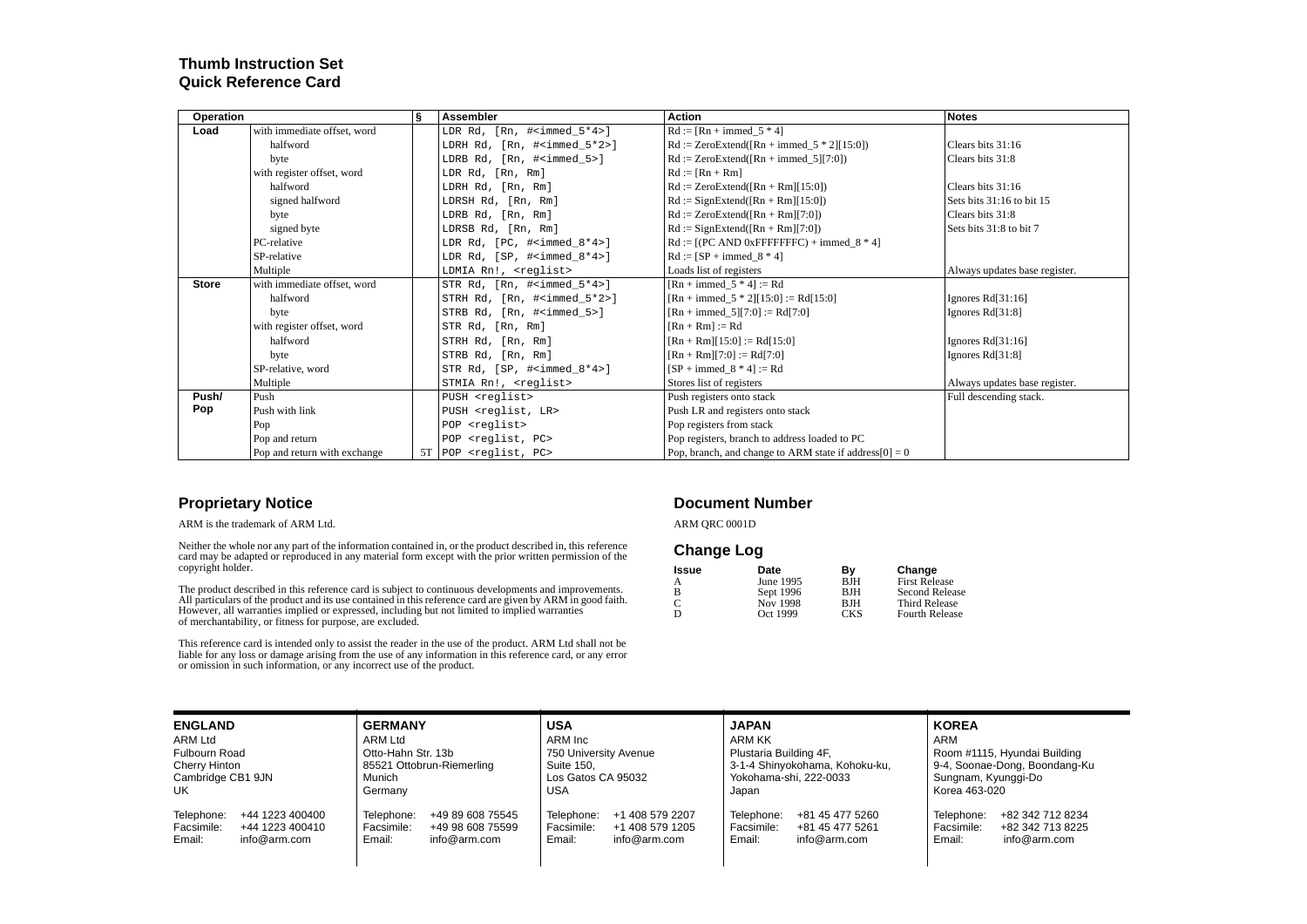## Thumb Instruction Set
## Quick Reference Card

| Operation | | § | Assembler | Action | Notes |
|---|---|---|---|---|---|
| **Load** | with immediate offset, word | | `LDR Rd, [Rn, #<immed_5*4>]` | Rd := [Rn + immed_5 * 4] | |
| | halfword | | `LDRH Rd, [Rn, #<immed_5*2>]` | Rd := ZeroExtend([Rn + immed_5 * 2][15:0]) | Clears bits 31:16 |
| | byte | | `LDRB Rd, [Rn, #<immed_5>]` | Rd := ZeroExtend([Rn + immed_5][7:0]) | Clears bits 31:8 |
| | with register offset, word | | `LDR Rd, [Rn, Rm]` | Rd := [Rn + Rm] | |
| | halfword | | `LDRH Rd, [Rn, Rm]` | Rd := ZeroExtend([Rn + Rm][15:0]) | Clears bits 31:16 |
| | signed halfword | | `LDRSH Rd, [Rn, Rm]` | Rd := SignExtend([Rn + Rm][15:0]) | Sets bits 31:16 to bit 15 |
| | byte | | `LDRB Rd, [Rn, Rm]` | Rd := ZeroExtend([Rn + Rm][7:0]) | Clears bits 31:8 |
| | signed byte | | `LDRSB Rd, [Rn, Rm]` | Rd := SignExtend([Rn + Rm][7:0]) | Sets bits 31:8 to bit 7 |
| | PC-relative | | `LDR Rd, [PC, #<immed_8*4>]` | Rd := [(PC AND 0xFFFFFFFC) + immed_8 * 4] | |
| | SP-relative | | `LDR Rd, [SP, #<immed_8*4>]` | Rd := [SP + immed_8 * 4] | |
| | Multiple | | `LDMIA Rn!, <reglist>` | Loads list of registers | Always updates base register. |
| **Store** | with immediate offset, word | | `STR Rd, [Rn, #<immed_5*4>]` | [Rn + immed_5 * 4] := Rd | |
| | halfword | | `STRH Rd, [Rn, #<immed_5*2>]` | [Rn + immed_5 * 2][15:0] := Rd[15:0] | Ignores Rd[31:16] |
| | byte | | `STRB Rd, [Rn, #<immed_5>]` | [Rn + immed_5][7:0] := Rd[7:0] | Ignores Rd[31:8] |
| | with register offset, word | | `STR Rd, [Rn, Rm]` | [Rn + Rm] := Rd | |
| | halfword | | `STRH Rd, [Rn, Rm]` | [Rn + Rm][15:0] := Rd[15:0] | Ignores Rd[31:16] |
| | byte | | `STRB Rd, [Rn, Rm]` | [Rn + Rm][7:0] := Rd[7:0] | Ignores Rd[31:8] |
| | SP-relative, word | | `STR Rd, [SP, #<immed_8*4>]` | [SP + immed_8 * 4] := Rd | |
| | Multiple | | `STMIA Rn!, <reglist>` | Stores list of registers | Always updates base register. |
| **Push/ Pop** | Push | | `PUSH <reglist>` | Push registers onto stack | Full descending stack. |
| | Push with link | | `PUSH <reglist, LR>` | Push LR and registers onto stack | |
| | Pop | | `POP <reglist>` | Pop registers from stack | |
| | Pop and return | | `POP <reglist, PC>` | Pop registers, branch to address loaded to PC | |
| | Pop and return with exchange | 5T | `POP <reglist, PC>` | Pop, branch, and change to ARM state if address[0] = 0 | |

## Proprietary Notice

ARM is the trademark of ARM Ltd.

Neither the whole nor any part of the information contained in, or the product described in, this reference card may be adapted or reproduced in any material form except with the prior written permission of the copyright holder.

The product described in this reference card is subject to continuous developments and improvements. All particulars of the product and its use contained in this reference card are given by ARM in good faith. However, all warranties implied or expressed, including but not limited to implied warranties of merchantability, or fitness for purpose, are excluded.

This reference card is intended only to assist the reader in the use of the product. ARM Ltd shall not be liable for any loss or damage arising from the use of any information in this reference card, or any error or omission in such information, or any incorrect use of the product.

## Document Number

ARM QRC 0001D

## Change Log

| Issue | Date | By | Change |
|---|---|---|---|
| A | June 1995 | BJH | First Release |
| B | Sept 1996 | BJH | Second Release |
| C | Nov 1998 | BJH | Third Release |
| D | Oct 1999 | CKS | Fourth Release |

**ENGLAND**
ARM Ltd
Fulbourn Road
Cherry Hinton
Cambridge CB1 9JN
UK

Telephone: +44 1223 400400
Facsimile: +44 1223 400410
Email: info@arm.com

**GERMANY**
ARM Ltd
Otto-Hahn Str. 13b
85521 Ottobrun-Riemerling
Munich
Germany

Telephone: +49 89 608 75545
Facsimile: +49 98 608 75599
Email: info@arm.com

**USA**
ARM Inc
750 University Avenue
Suite 150,
Los Gatos CA 95032
USA

Telephone: +1 408 579 2207
Facsimile: +1 408 579 1205
Email: info@arm.com

**JAPAN**
ARM KK
Plustaria Building 4F,
3-1-4 Shinyokohama, Kohoku-ku,
Yokohama-shi, 222-0033
Japan

Telephone: +81 45 477 5260
Facsimile: +81 45 477 5261
Email: info@arm.com

**KOREA**
ARM
Room #1115, Hyundai Building
9-4, Soonae-Dong, Boondang-Ku
Sungnam, Kyunggi-Do
Korea 463-020

Telephone: +82 342 712 8234
Facsimile: +82 342 713 8225
Email: info@arm.com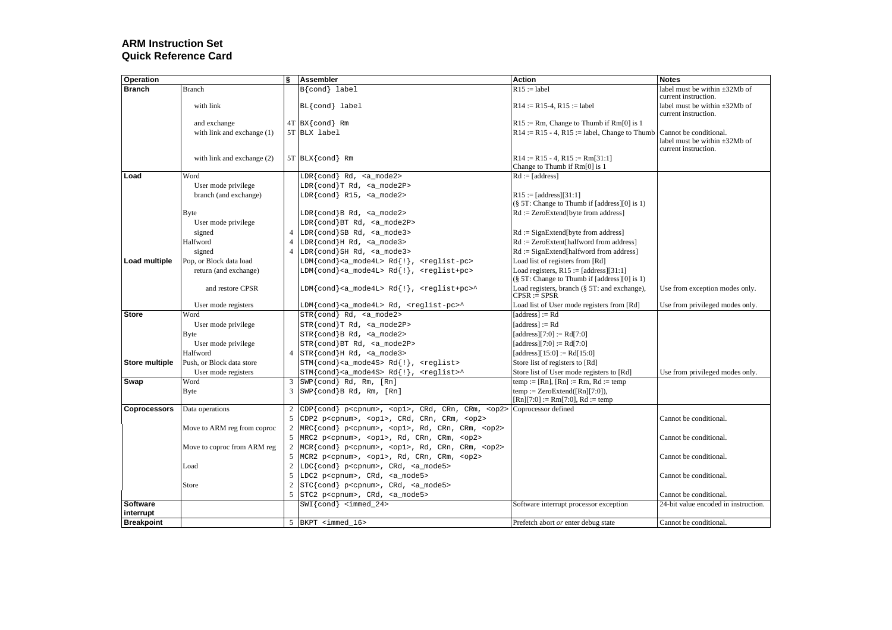**ARM Instruction Set**
**Quick Reference Card**

| Operation | | § | Assembler | Action | Notes |
|---|---|---|---|---|---|
| **Branch** | Branch | | B{cond} label | R15 := label | label must be within ±32Mb of current instruction. |
| | with link | | BL{cond} label | R14 := R15-4, R15 := label | label must be within ±32Mb of current instruction. |
| | and exchange | 4T | BX{cond} Rm | R15 := Rm, Change to Thumb if Rm[0] is 1 | |
| | with link and exchange (1) | 5T | BLX label | R14 := R15 - 4, R15 := label, Change to Thumb | Cannot be conditional. label must be within ±32Mb of current instruction. |
| | with link and exchange (2) | 5T | BLX{cond} Rm | R14 := R15 - 4, R15 := Rm[31:1] Change to Thumb if Rm[0] is 1 | |
| **Load** | Word | | LDR{cond} Rd, <a_mode2> | Rd := [address] | |
| | User mode privilege | | LDR{cond}T Rd, <a_mode2P> | | |
| | branch (and exchange) | | LDR{cond} R15, <a_mode2> | R15 := [address][31:1] (§ 5T: Change to Thumb if [address][0] is 1) | |
| | Byte | | LDR{cond}B Rd, <a_mode2> | Rd := ZeroExtend[byte from address] | |
| | User mode privilege | | LDR{cond}BT Rd, <a_mode2P> | | |
| | signed | 4 | LDR{cond}SB Rd, <a_mode3> | Rd := SignExtend[byte from address] | |
| | Halfword | 4 | LDR{cond}H Rd, <a_mode3> | Rd := ZeroExtent[halfword from address] | |
| | signed | 4 | LDR{cond}SH Rd, <a_mode3> | Rd := SignExtend[halfword from address] | |
| **Load multiple** | Pop, or Block data load | | LDM{cond}<a_mode4L> Rd{!}, <reglist-pc> | Load list of registers from [Rd] | |
| | return (and exchange) | | LDM{cond}<a_mode4L> Rd{!}, <reglist+pc> | Load registers, R15 := [address][31:1] (§ 5T: Change to Thumb if [address][0] is 1) | |
| | and restore CPSR | | LDM{cond}<a_mode4L> Rd{!}, <reglist+pc>^ | Load registers, branch (§ 5T: and exchange), CPSR := SPSR | Use from exception modes only. |
| | User mode registers | | LDM{cond}<a_mode4L> Rd, <reglist-pc>^ | Load list of User mode registers from [Rd] | Use from privileged modes only. |
| **Store** | Word | | STR{cond} Rd, <a_mode2> | [address] := Rd | |
| | User mode privilege | | STR{cond}T Rd, <a_mode2P> | [address] := Rd | |
| | Byte | | STR{cond}B Rd, <a_mode2> | [address][7:0] := Rd[7:0] | |
| | User mode privilege | | STR{cond}BT Rd, <a_mode2P> | [address][7:0] := Rd[7:0] | |
| | Halfword | 4 | STR{cond}H Rd, <a_mode3> | [address][15:0] := Rd[15:0] | |
| **Store multiple** | Push, or Block data store | | STM{cond}<a_mode4S> Rd{!}, <reglist> | Store list of registers to [Rd] | |
| | User mode registers | | STM{cond}<a_mode4S> Rd{!}, <reglist>^ | Store list of User mode registers to [Rd] | Use from privileged modes only. |
| **Swap** | Word | 3 | SWP{cond} Rd, Rm, [Rn] | temp := [Rn], [Rn] := Rm, Rd := temp | |
| | Byte | 3 | SWP{cond}B Rd, Rm, [Rn] | temp := ZeroExtend([Rn][7:0]), [Rn][7:0] := Rm[7:0], Rd := temp | |
| **Coprocessors** | Data operations | 2 | CDP{cond} p<cpnum>, <op1>, CRd, CRn, CRm, <op2> | Coprocessor defined | |
| | | 5 | CDP2 p<cpnum>, <op1>, CRd, CRn, CRm, <op2> | | Cannot be conditional. |
| | Move to ARM reg from coproc | 2 | MRC{cond} p<cpnum>, <op1>, Rd, CRn, CRm, <op2> | | |
| | | 5 | MRC2 p<cpnum>, <op1>, Rd, CRn, CRm, <op2> | | Cannot be conditional. |
| | Move to coproc from ARM reg | 2 | MCR{cond} p<cpnum>, <op1>, Rd, CRn, CRm, <op2> | | |
| | | 5 | MCR2 p<cpnum>, <op1>, Rd, CRn, CRm, <op2> | | Cannot be conditional. |
| | Load | 2 | LDC{cond} p<cpnum>, CRd, <a_mode5> | | |
| | | 5 | LDC2 p<cpnum>, CRd, <a_mode5> | | Cannot be conditional. |
| | Store | 2 | STC{cond} p<cpnum>, CRd, <a_mode5> | | |
| | | 5 | STC2 p<cpnum>, CRd, <a_mode5> | | Cannot be conditional. |
| **Software interrupt** | | | SWI{cond} <immed_24> | Software interrupt processor exception | 24-bit value encoded in instruction. |
| **Breakpoint** | | 5 | BKPT <immed_16> | Prefetch abort *or* enter debug state | Cannot be conditional. |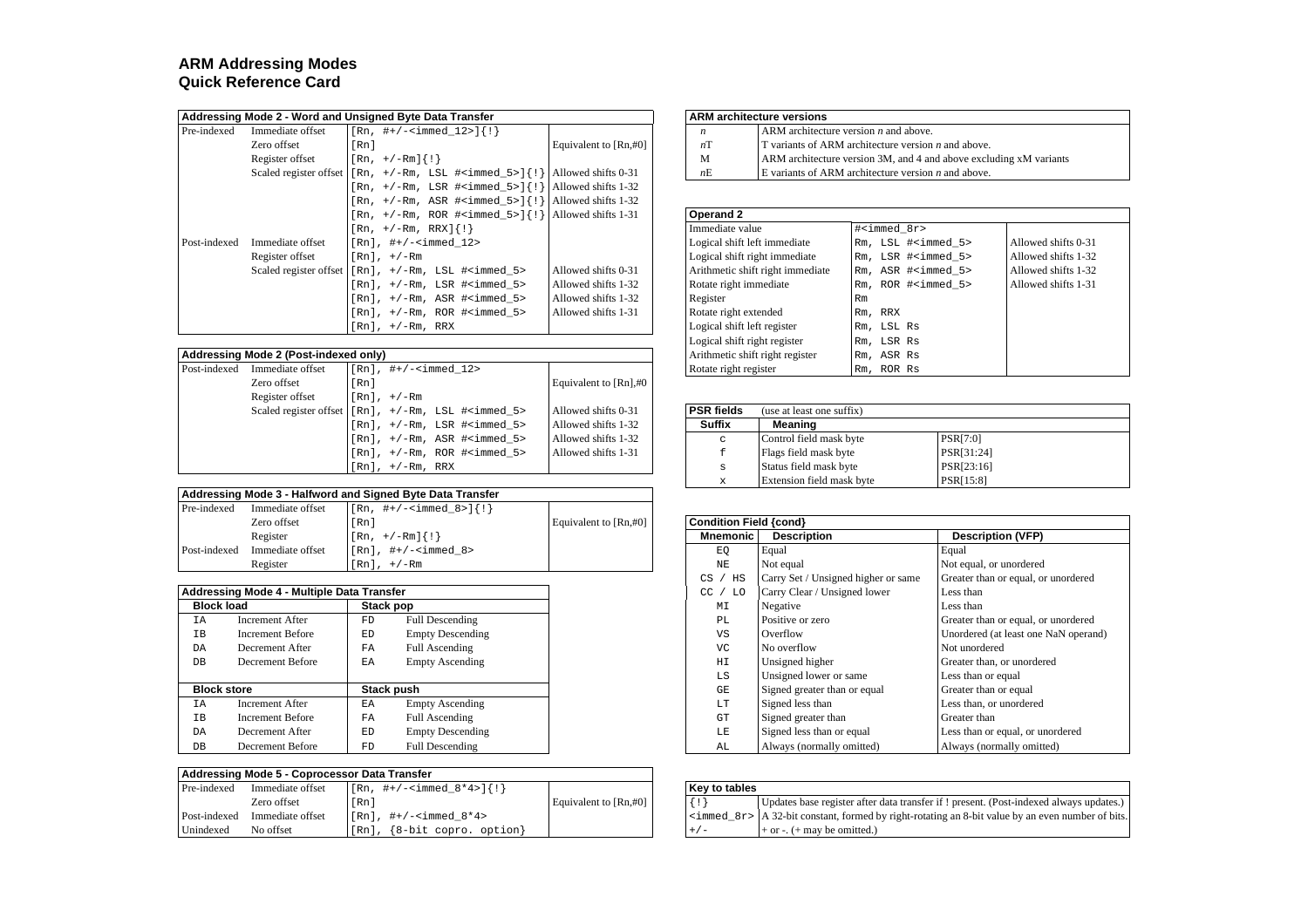# ARM Addressing Modes
# Quick Reference Card

**Addressing Mode 2 - Word and Unsigned Byte Data Transfer**

| | | | |
|---|---|---|---|
| Pre-indexed | Immediate offset | `[Rn, #+/-<immed_12>]{!}` | |
| | Zero offset | `[Rn]` | Equivalent to [Rn,#0] |
| | Register offset | `[Rn, +/-Rm]{!}` | |
| | Scaled register offset | `[Rn, +/-Rm, LSL #<immed_5>]{!}` | Allowed shifts 0-31 |
| | | `[Rn, +/-Rm, LSR #<immed_5>]{!}` | Allowed shifts 1-32 |
| | | `[Rn, +/-Rm, ASR #<immed_5>]{!}` | Allowed shifts 1-32 |
| | | `[Rn, +/-Rm, ROR #<immed_5>]{!}` | Allowed shifts 1-31 |
| | | `[Rn, +/-Rm, RRX]{!}` | |
| Post-indexed | Immediate offset | `[Rn], #+/-<immed_12>` | |
| | Register offset | `[Rn], +/-Rm` | |
| | Scaled register offset | `[Rn], +/-Rm, LSL #<immed_5>` | Allowed shifts 0-31 |
| | | `[Rn], +/-Rm, LSR #<immed_5>` | Allowed shifts 1-32 |
| | | `[Rn], +/-Rm, ASR #<immed_5>` | Allowed shifts 1-32 |
| | | `[Rn], +/-Rm, ROR #<immed_5>` | Allowed shifts 1-31 |
| | | `[Rn], +/-Rm, RRX` | |

**Addressing Mode 2 (Post-indexed only)**

| | | | |
|---|---|---|---|
| Post-indexed | Immediate offset | `[Rn], #+/-<immed_12>` | |
| | Zero offset | `[Rn]` | Equivalent to [Rn],#0 |
| | Register offset | `[Rn], +/-Rm` | |
| | Scaled register offset | `[Rn], +/-Rm, LSL #<immed_5>` | Allowed shifts 0-31 |
| | | `[Rn], +/-Rm, LSR #<immed_5>` | Allowed shifts 1-32 |
| | | `[Rn], +/-Rm, ASR #<immed_5>` | Allowed shifts 1-32 |
| | | `[Rn], +/-Rm, ROR #<immed_5>` | Allowed shifts 1-31 |
| | | `[Rn], +/-Rm, RRX` | |

**Addressing Mode 3 - Halfword and Signed Byte Data Transfer**

| | | | |
|---|---|---|---|
| Pre-indexed | Immediate offset | `[Rn, #+/-<immed_8>]{!}` | |
| | Zero offset | `[Rn]` | Equivalent to [Rn,#0] |
| | Register | `[Rn, +/-Rm]{!}` | |
| Post-indexed | Immediate offset | `[Rn], #+/-<immed_8>` | |
| | Register | `[Rn], +/-Rm` | |

**Addressing Mode 4 - Multiple Data Transfer**

| Block load | | Stack pop | |
|---|---|---|---|
| IA | Increment After | FD | Full Descending |
| IB | Increment Before | ED | Empty Descending |
| DA | Decrement After | FA | Full Ascending |
| DB | Decrement Before | EA | Empty Ascending |

| Block store | | Stack push | |
|---|---|---|---|
| IA | Increment After | EA | Empty Ascending |
| IB | Increment Before | FA | Full Ascending |
| DA | Decrement After | ED | Empty Descending |
| DB | Decrement Before | FD | Full Descending |

**Addressing Mode 5 - Coprocessor Data Transfer**

| | | | |
|---|---|---|---|
| Pre-indexed | Immediate offset | `[Rn, #+/-<immed_8*4>]{!}` | |
| | Zero offset | `[Rn]` | Equivalent to [Rn,#0] |
| Post-indexed | Immediate offset | `[Rn], #+/-<immed_8*4>` | |
| Unindexed | No offset | `[Rn], {8-bit copro. option}` | |

**ARM architecture versions**

| | |
|---|---|
| *n* | ARM architecture version *n* and above. |
| *n*T | T variants of ARM architecture version *n* and above. |
| M | ARM architecture version 3M, and 4 and above excluding xM variants |
| *n*E | E variants of ARM architecture version *n* and above. |

**Operand 2**

| | | |
|---|---|---|
| Immediate value | `#<immed_8r>` | |
| Logical shift left immediate | `Rm, LSL #<immed_5>` | Allowed shifts 0-31 |
| Logical shift right immediate | `Rm, LSR #<immed_5>` | Allowed shifts 1-32 |
| Arithmetic shift right immediate | `Rm, ASR #<immed_5>` | Allowed shifts 1-32 |
| Rotate right immediate | `Rm, ROR #<immed_5>` | Allowed shifts 1-31 |
| Register | `Rm` | |
| Rotate right extended | `Rm, RRX` | |
| Logical shift left register | `Rm, LSL Rs` | |
| Logical shift right register | `Rm, LSR Rs` | |
| Arithmetic shift right register | `Rm, ASR Rs` | |
| Rotate right register | `Rm, ROR Rs` | |

**PSR fields** (use at least one suffix)

| Suffix | Meaning | |
|---|---|---|
| c | Control field mask byte | PSR[7:0] |
| f | Flags field mask byte | PSR[31:24] |
| s | Status field mask byte | PSR[23:16] |
| x | Extension field mask byte | PSR[15:8] |

**Condition Field {cond}**

| Mnemonic | Description | Description (VFP) |
|---|---|---|
| EQ | Equal | Equal |
| NE | Not equal | Not equal, or unordered |
| CS / HS | Carry Set / Unsigned higher or same | Greater than or equal, or unordered |
| CC / LO | Carry Clear / Unsigned lower | Less than |
| MI | Negative | Less than |
| PL | Positive or zero | Greater than or equal, or unordered |
| VS | Overflow | Unordered (at least one NaN operand) |
| VC | No overflow | Not unordered |
| HI | Unsigned higher | Greater than, or unordered |
| LS | Unsigned lower or same | Less than or equal |
| GE | Signed greater than or equal | Greater than or equal |
| LT | Signed less than | Less than, or unordered |
| GT | Signed greater than | Greater than |
| LE | Signed less than or equal | Less than or equal, or unordered |
| AL | Always (normally omitted) | Always (normally omitted) |

**Key to tables**

| | |
|---|---|
| `{!}` | Updates base register after data transfer if ! present. (Post-indexed always updates.) |
| `<immed_8r>` | A 32-bit constant, formed by right-rotating an 8-bit value by an even number of bits. |
| `+/-` | + or -. (+ may be omitted.) |